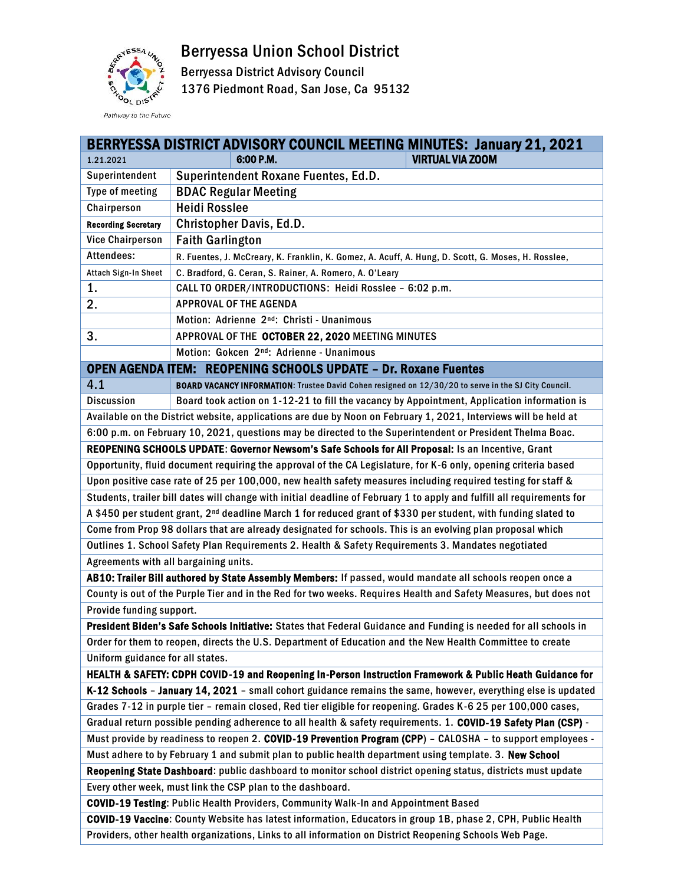# Berryessa Union School District

Berryessa District Advisory Council
1376 Piedmont Road, San Jose, Ca 95132

*Pathway to the Future*

| BERRYESSA DISTRICT ADVISORY COUNCIL MEETING MINUTES: January 21, 2021 | | |
|---|---|---|
| 1.21.2021 | 6:00 P.M. | VIRTUAL VIA ZOOM |

| | |
|---|---|
| Superintendent | Superintendent Roxane Fuentes, Ed.D. |
| Type of meeting | BDAC Regular Meeting |
| Chairperson | Heidi Rosslee |
| Recording Secretary | Christopher Davis, Ed.D. |
| Vice Chairperson | Faith Garlington |
| Attendees: | R. Fuentes, J. McCreary, K. Franklin, K. Gomez, A. Acuff, A. Hung, D. Scott, G. Moses, H. Rosslee, |
| Attach Sign-In Sheet | C. Bradford, G. Ceran, S. Rainer, A. Romero, A. O'Leary |
| 1. | CALL TO ORDER/INTRODUCTIONS: Heidi Rosslee – 6:02 p.m. |
| 2. | APPROVAL OF THE AGENDA |
| | Motion: Adrienne 2nd: Christi - Unanimous |
| 3. | APPROVAL OF THE **OCTOBER 22, 2020** MEETING MINUTES |
| | Motion: Gokcen 2nd: Adrienne - Unanimous |

## OPEN AGENDA ITEM: REOPENING SCHOOLS UPDATE – Dr. Roxane Fuentes

| | |
|---|---|
| 4.1 | **BOARD VACANCY INFORMATION**: Trustee David Cohen resigned on 12/30/20 to serve in the SJ City Council. |
| Discussion | Board took action on 1-12-21 to fill the vacancy by Appointment, Application information is |

Available on the District website, applications are due by Noon on February 1, 2021, Interviews will be held at 6:00 p.m. on February 10, 2021, questions may be directed to the Superintendent or President Thelma Boac.

**REOPENING SCHOOLS UPDATE**: **Governor Newsom's Safe Schools for All Proposal:** Is an Incentive, Grant Opportunity, fluid document requiring the approval of the CA Legislature, for K-6 only, opening criteria based Upon positive case rate of 25 per 100,000, new health safety measures including required testing for staff & Students, trailer bill dates will change with initial deadline of February 1 to apply and fulfill all requirements for A $450 per student grant, 2nd deadline March 1 for reduced grant of $330 per student, with funding slated to Come from Prop 98 dollars that are already designated for schools. This is an evolving plan proposal which Outlines 1. School Safety Plan Requirements 2. Health & Safety Requirements 3. Mandates negotiated Agreements with all bargaining units.

**AB10: Trailer Bill authored by State Assembly Members:** If passed, would mandate all schools reopen once a County is out of the Purple Tier and in the Red for two weeks. Requires Health and Safety Measures, but does not Provide funding support.

**President Biden's Safe Schools Initiative:** States that Federal Guidance and Funding is needed for all schools in Order for them to reopen, directs the U.S. Department of Education and the New Health Committee to create Uniform guidance for all states.

**HEALTH & SAFETY: CDPH COVID-19 and Reopening In-Person Instruction Framework & Public Heath Guidance for K-12 Schools** – **January 14, 2021** – small cohort guidance remains the same, however, everything else is updated Grades 7-12 in purple tier – remain closed, Red tier eligible for reopening. Grades K-6 25 per 100,000 cases, Gradual return possible pending adherence to all health & safety requirements. 1. **COVID-19 Safety Plan (CSP)** - Must provide by readiness to reopen 2. **COVID-19 Prevention Program (CPP)** – CALOSHA – to support employees - Must adhere to by February 1 and submit plan to public health department using template. 3. **New School Reopening State Dashboard**: public dashboard to monitor school district opening status, districts must update Every other week, must link the CSP plan to the dashboard.

**COVID-19 Testing**: Public Health Providers, Community Walk-In and Appointment Based

**COVID-19 Vaccine**: County Website has latest information, Educators in group 1B, phase 2, CPH, Public Health Providers, other health organizations, Links to all information on District Reopening Schools Web Page.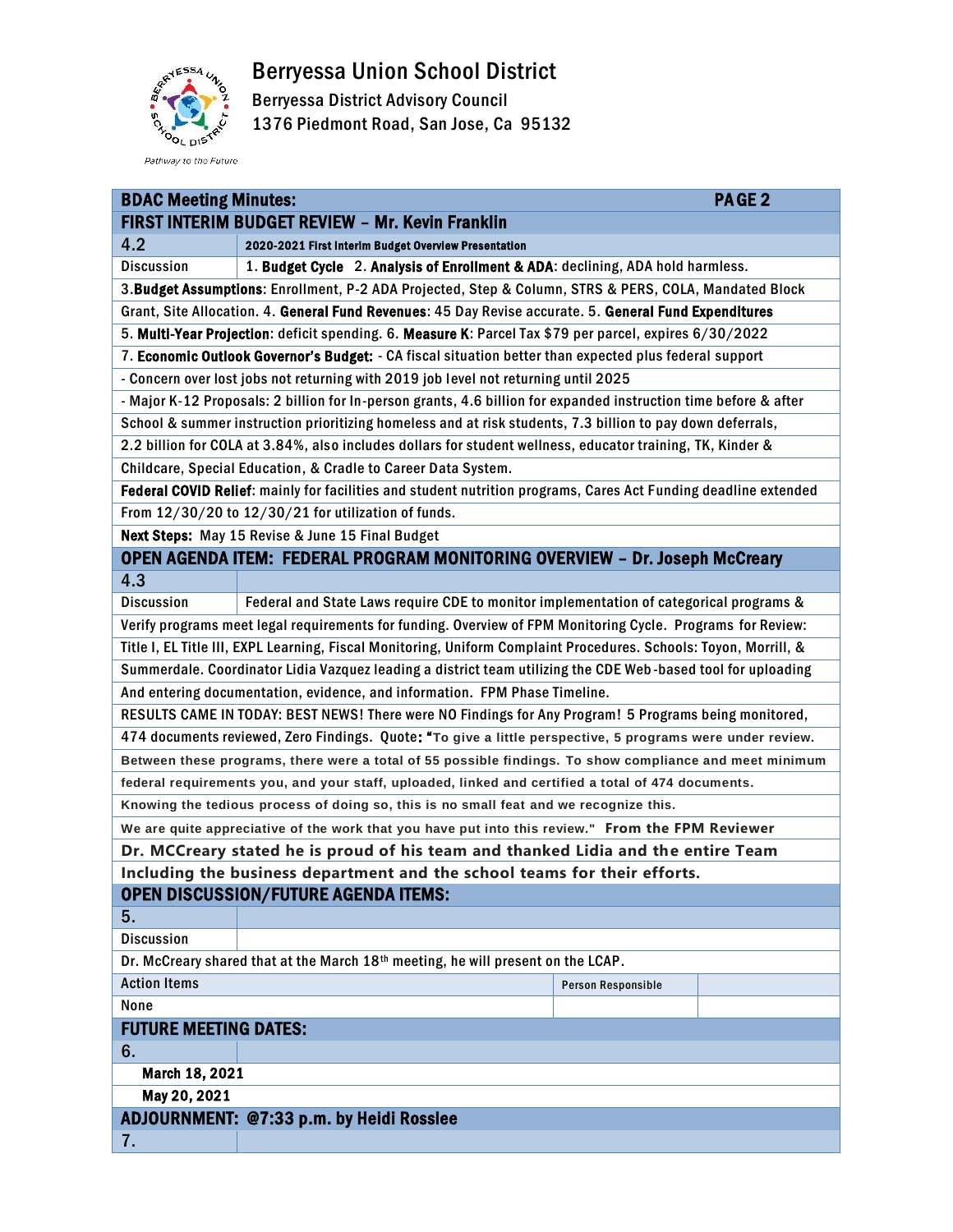# Berryessa Union School District

Berryessa District Advisory Council
1376 Piedmont Road, San Jose, Ca 95132

Pathway to the Future

| | | | |
|---|---|---|---|
| **BDAC Meeting Minutes:** | | **PAGE 2** | |
| **FIRST INTERIM BUDGET REVIEW – Mr. Kevin Franklin** | | | |
| 4.2 | **2020-2021 First Interim Budget Overview Presentation** | | |
| Discussion | 1. **Budget Cycle** 2. **Analysis of Enrollment & ADA**: declining, ADA hold harmless. | | |
| 3.**Budget Assumptions**: Enrollment, P-2 ADA Projected, Step & Column, STRS & PERS, COLA, Mandated Block | | | |
| Grant, Site Allocation. 4. **General Fund Revenues**: 45 Day Revise accurate. 5. **General Fund Expenditures** | | | |
| 5. **Multi-Year Projection**: deficit spending. 6. **Measure K**: Parcel Tax $79 per parcel, expires 6/30/2022 | | | |
| 7. **Economic Outlook Governor's Budget:** - CA fiscal situation better than expected plus federal support | | | |
| - Concern over lost jobs not returning with 2019 job level not returning until 2025 | | | |
| - Major K-12 Proposals: 2 billion for In-person grants, 4.6 billion for expanded instruction time before & after | | | |
| School & summer instruction prioritizing homeless and at risk students, 7.3 billion to pay down deferrals, | | | |
| 2.2 billion for COLA at 3.84%, also includes dollars for student wellness, educator training, TK, Kinder & | | | |
| Childcare, Special Education, & Cradle to Career Data System. | | | |
| **Federal COVID Relief**: mainly for facilities and student nutrition programs, Cares Act Funding deadline extended | | | |
| From 12/30/20 to 12/30/21 for utilization of funds. | | | |
| **Next Steps:** May 15 Revise & June 15 Final Budget | | | |
| **OPEN AGENDA ITEM: FEDERAL PROGRAM MONITORING OVERVIEW – Dr. Joseph McCreary** | | | |
| 4.3 | | | |
| Discussion | Federal and State Laws require CDE to monitor implementation of categorical programs & | | |
| Verify programs meet legal requirements for funding. Overview of FPM Monitoring Cycle. Programs for Review: | | | |
| Title I, EL Title III, EXPL Learning, Fiscal Monitoring, Uniform Complaint Procedures. Schools: Toyon, Morrill, & | | | |
| Summerdale. Coordinator Lidia Vazquez leading a district team utilizing the CDE Web-based tool for uploading | | | |
| And entering documentation, evidence, and information. FPM Phase Timeline. | | | |
| RESULTS CAME IN TODAY: BEST NEWS! There were NO Findings for Any Program! 5 Programs being monitored, | | | |
| 474 documents reviewed, Zero Findings. Quote**: "**To give a little perspective, 5 programs were under review. | | | |
| Between these programs, there were a total of 55 possible findings. To show compliance and meet minimum | | | |
| federal requirements you, and your staff, uploaded, linked and certified a total of 474 documents. | | | |
| Knowing the tedious process of doing so, this is no small feat and we recognize this. | | | |
| We are quite appreciative of the work that you have put into this review." **From the FPM Reviewer** | | | |
| **Dr. MCCreary stated he is proud of his team and thanked Lidia and the entire Team** | | | |
| **Including the business department and the school teams for their efforts.** | | | |
| **OPEN DISCUSSION/FUTURE AGENDA ITEMS:** | | | |
| 5. | | | |
| Discussion | | | |
| Dr. McCreary shared that at the March 18th meeting, he will present on the LCAP. | | | |
| Action Items | | Person Responsible | |
| None | | | |
| **FUTURE MEETING DATES:** | | | |
| 6. | | | |
| **March 18, 2021** | | | |
| **May 20, 2021** | | | |
| **ADJOURNMENT: @7:33 p.m. by Heidi Rosslee** | | | |
| 7. | | | |